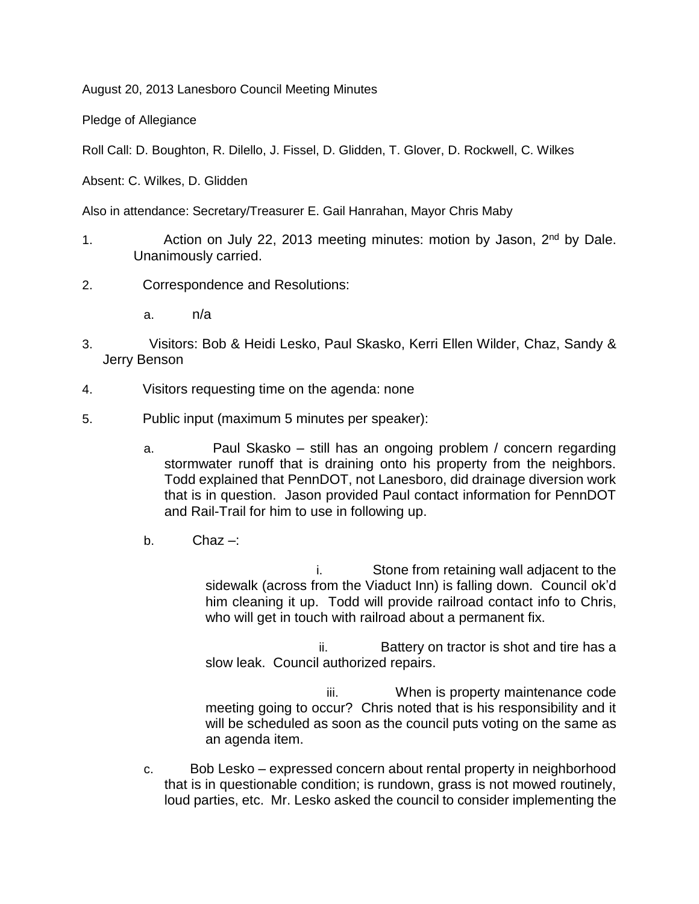August 20, 2013 Lanesboro Council Meeting Minutes

Pledge of Allegiance

Roll Call: D. Boughton, R. Dilello, J. Fissel, D. Glidden, T. Glover, D. Rockwell, C. Wilkes

Absent: C. Wilkes, D. Glidden

Also in attendance: Secretary/Treasurer E. Gail Hanrahan, Mayor Chris Maby

1. Action on July 22, 2013 meeting minutes: motion by Jason, 2nd by Dale. Unanimously carried.

2. Correspondence and Resolutions:

   a. n/a

3. Visitors: Bob & Heidi Lesko, Paul Skasko, Kerri Ellen Wilder, Chaz, Sandy & Jerry Benson

4. Visitors requesting time on the agenda: none

5. Public input (maximum 5 minutes per speaker):

   a. Paul Skasko – still has an ongoing problem / concern regarding stormwater runoff that is draining onto his property from the neighbors. Todd explained that PennDOT, not Lanesboro, did drainage diversion work that is in question. Jason provided Paul contact information for PennDOT and Rail-Trail for him to use in following up.

   b. Chaz –:

      i. Stone from retaining wall adjacent to the sidewalk (across from the Viaduct Inn) is falling down. Council ok'd him cleaning it up. Todd will provide railroad contact info to Chris, who will get in touch with railroad about a permanent fix.

      ii. Battery on tractor is shot and tire has a slow leak. Council authorized repairs.

      iii. When is property maintenance code meeting going to occur? Chris noted that is his responsibility and it will be scheduled as soon as the council puts voting on the same as an agenda item.

   c. Bob Lesko – expressed concern about rental property in neighborhood that is in questionable condition; is rundown, grass is not mowed routinely, loud parties, etc. Mr. Lesko asked the council to consider implementing the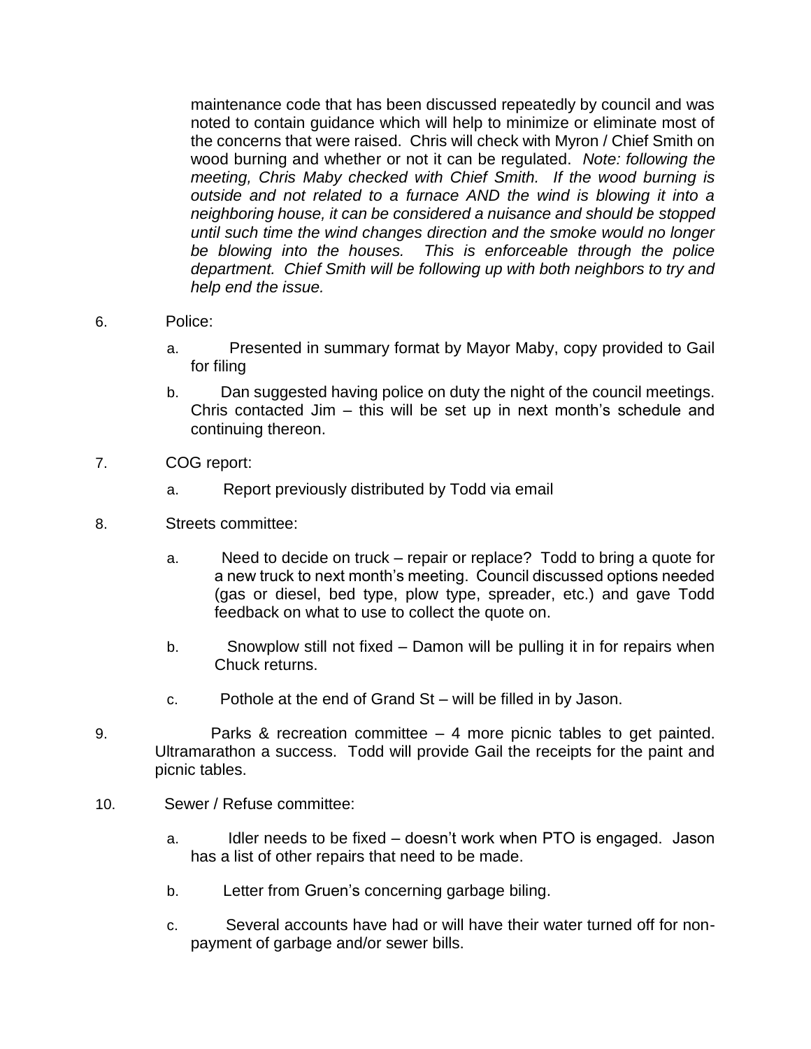maintenance code that has been discussed repeatedly by council and was noted to contain guidance which will help to minimize or eliminate most of the concerns that were raised. Chris will check with Myron / Chief Smith on wood burning and whether or not it can be regulated. *Note: following the meeting, Chris Maby checked with Chief Smith. If the wood burning is outside and not related to a furnace AND the wind is blowing it into a neighboring house, it can be considered a nuisance and should be stopped until such time the wind changes direction and the smoke would no longer be blowing into the houses. This is enforceable through the police department. Chief Smith will be following up with both neighbors to try and help end the issue.*

6. Police:
   a. Presented in summary format by Mayor Maby, copy provided to Gail for filing
   b. Dan suggested having police on duty the night of the council meetings. Chris contacted Jim – this will be set up in next month's schedule and continuing thereon.

7. COG report:
   a. Report previously distributed by Todd via email

8. Streets committee:
   a. Need to decide on truck – repair or replace? Todd to bring a quote for a new truck to next month's meeting. Council discussed options needed (gas or diesel, bed type, plow type, spreader, etc.) and gave Todd feedback on what to use to collect the quote on.
   b. Snowplow still not fixed – Damon will be pulling it in for repairs when Chuck returns.
   c. Pothole at the end of Grand St – will be filled in by Jason.

9. Parks & recreation committee – 4 more picnic tables to get painted. Ultramarathon a success. Todd will provide Gail the receipts for the paint and picnic tables.

10. Sewer / Refuse committee:
    a. Idler needs to be fixed – doesn't work when PTO is engaged. Jason has a list of other repairs that need to be made.
    b. Letter from Gruen's concerning garbage biling.
    c. Several accounts have had or will have their water turned off for non-payment of garbage and/or sewer bills.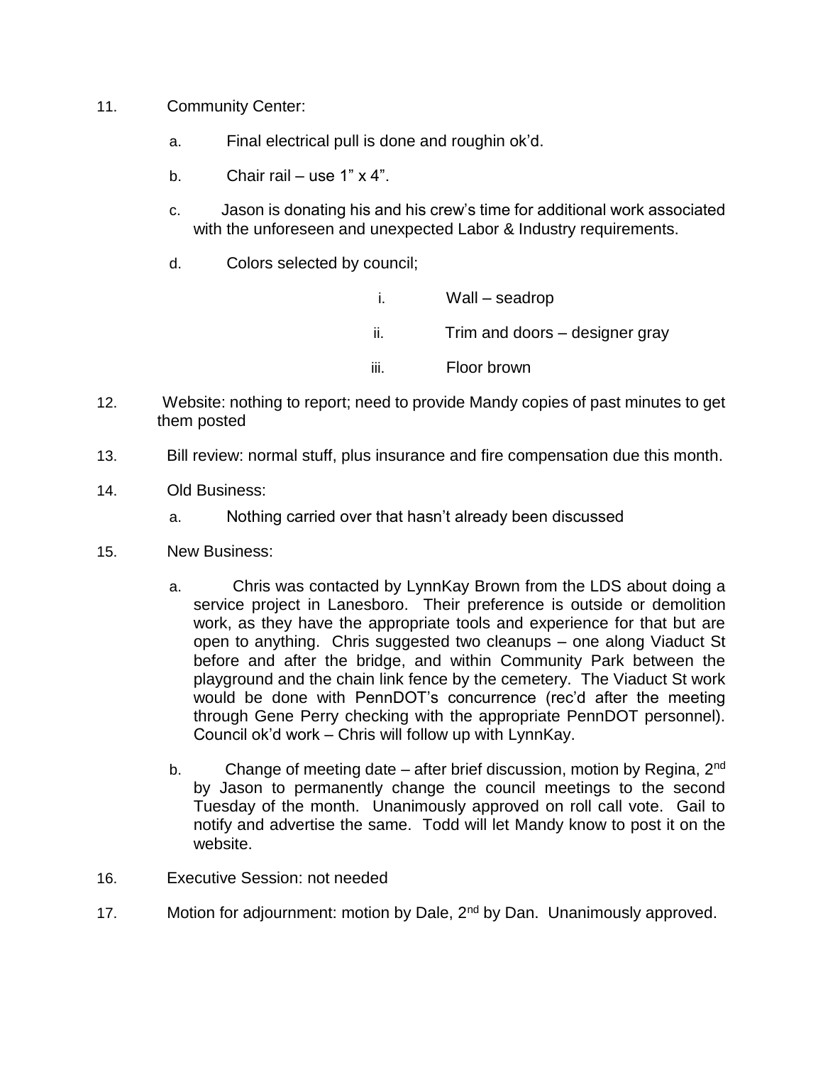11. Community Center:

    a. Final electrical pull is done and roughin ok'd.

    b. Chair rail – use 1" x 4".

    c. Jason is donating his and his crew's time for additional work associated with the unforeseen and unexpected Labor & Industry requirements.

    d. Colors selected by council;

        i. Wall – seadrop

        ii. Trim and doors – designer gray

        iii. Floor brown

12. Website: nothing to report; need to provide Mandy copies of past minutes to get them posted

13. Bill review: normal stuff, plus insurance and fire compensation due this month.

14. Old Business:

    a. Nothing carried over that hasn't already been discussed

15. New Business:

    a. Chris was contacted by LynnKay Brown from the LDS about doing a service project in Lanesboro. Their preference is outside or demolition work, as they have the appropriate tools and experience for that but are open to anything. Chris suggested two cleanups – one along Viaduct St before and after the bridge, and within Community Park between the playground and the chain link fence by the cemetery. The Viaduct St work would be done with PennDOT's concurrence (rec'd after the meeting through Gene Perry checking with the appropriate PennDOT personnel). Council ok'd work – Chris will follow up with LynnKay.

    b. Change of meeting date – after brief discussion, motion by Regina, 2nd by Jason to permanently change the council meetings to the second Tuesday of the month. Unanimously approved on roll call vote. Gail to notify and advertise the same. Todd will let Mandy know to post it on the website.

16. Executive Session: not needed

17. Motion for adjournment: motion by Dale, 2nd by Dan. Unanimously approved.